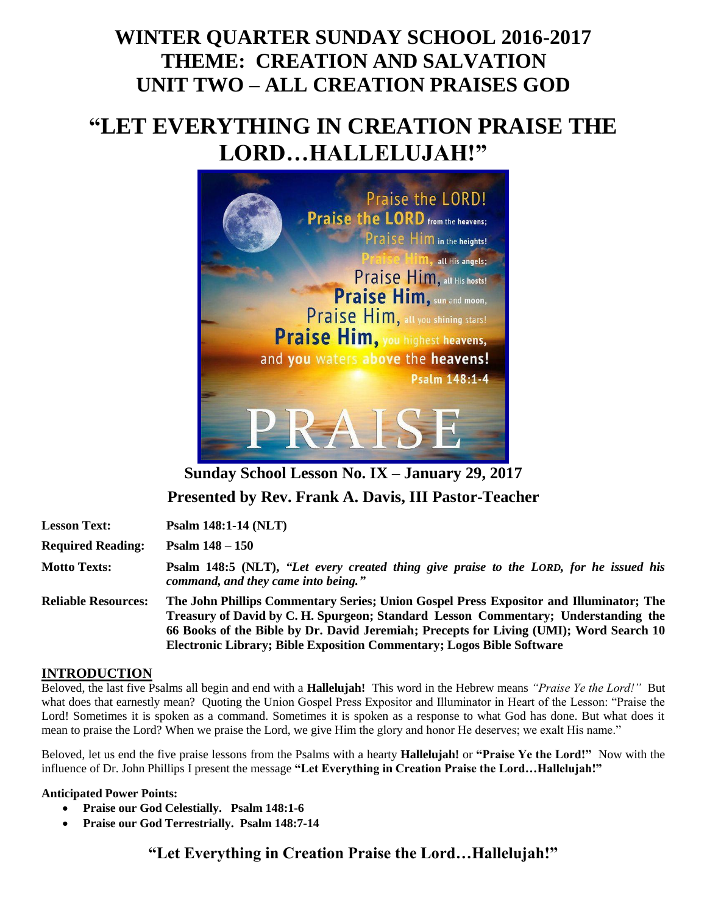# WINTER QUARTER SUNDAY SCHOOL 2016-2017
# THEME: CREATION AND SALVATION
# UNIT TWO – ALL CREATION PRAISES GOD

# "LET EVERYTHING IN CREATION PRAISE THE LORD…HALLELUJAH!"

**Sunday School Lesson No. IX – January 29, 2017**

**Presented by Rev. Frank A. Davis, III Pastor-Teacher**

**Lesson Text:** **Psalm 148:1-14 (NLT)**

**Required Reading:** **Psalm 148 – 150**

**Motto Texts:** **Psalm 148:5 (NLT),** ***"Let every created thing give praise to the LORD, for he issued his command, and they came into being."***

**Reliable Resources:** **The John Phillips Commentary Series; Union Gospel Press Expositor and Illuminator; The Treasury of David by C. H. Spurgeon; Standard Lesson Commentary; Understanding the 66 Books of the Bible by Dr. David Jeremiah; Precepts for Living (UMI); Word Search 10 Electronic Library; Bible Exposition Commentary; Logos Bible Software**

## INTRODUCTION

Beloved, the last five Psalms all begin and end with a **Hallelujah!** This word in the Hebrew means *"Praise Ye the Lord!"* But what does that earnestly mean? Quoting the Union Gospel Press Expositor and Illuminator in Heart of the Lesson: "Praise the Lord! Sometimes it is spoken as a command. Sometimes it is spoken as a response to what God has done. But what does it mean to praise the Lord? When we praise the Lord, we give Him the glory and honor He deserves; we exalt His name."

Beloved, let us end the five praise lessons from the Psalms with a hearty **Hallelujah!** or **"Praise Ye the Lord!"** Now with the influence of Dr. John Phillips I present the message **"Let Everything in Creation Praise the Lord…Hallelujah!"**

**Anticipated Power Points:**

- **Praise our God Celestially. Psalm 148:1-6**
- **Praise our God Terrestrially. Psalm 148:7-14**

## "Let Everything in Creation Praise the Lord…Hallelujah!"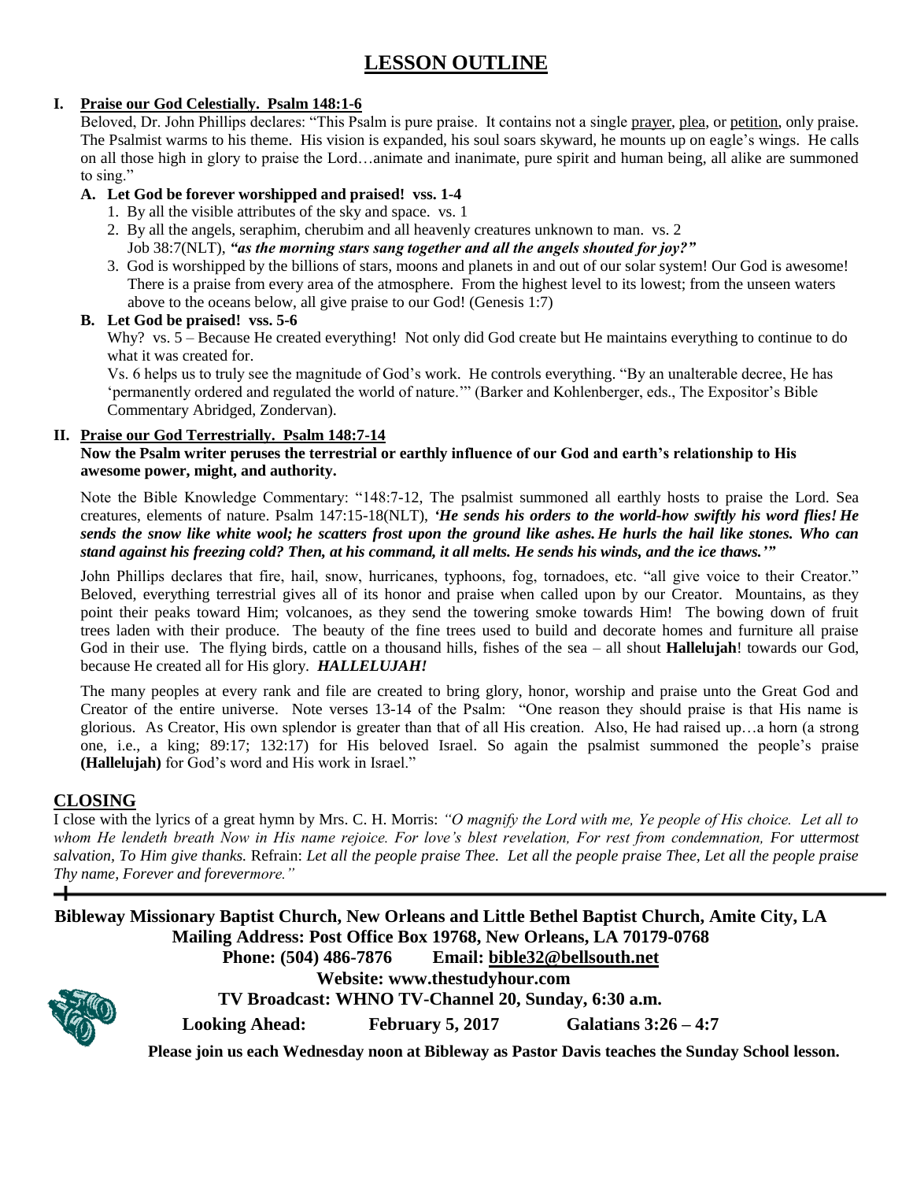# LESSON OUTLINE

## I. Praise our God Celestially. Psalm 148:1-6

Beloved, Dr. John Phillips declares: "This Psalm is pure praise. It contains not a single prayer, plea, or petition, only praise. The Psalmist warms to his theme. His vision is expanded, his soul soars skyward, he mounts up on eagle's wings. He calls on all those high in glory to praise the Lord…animate and inanimate, pure spirit and human being, all alike are summoned to sing."

### A. Let God be forever worshipped and praised! vss. 1-4

1. By all the visible attributes of the sky and space. vs. 1
2. By all the angels, seraphim, cherubim and all heavenly creatures unknown to man. vs. 2
   Job 38:7(NLT), ***"as the morning stars sang together and all the angels shouted for joy?"***
3. God is worshipped by the billions of stars, moons and planets in and out of our solar system! Our God is awesome! There is a praise from every area of the atmosphere. From the highest level to its lowest; from the unseen waters above to the oceans below, all give praise to our God! (Genesis 1:7)

### B. Let God be praised! vss. 5-6

Why? vs. 5 – Because He created everything! Not only did God create but He maintains everything to continue to do what it was created for.

Vs. 6 helps us to truly see the magnitude of God's work. He controls everything. "By an unalterable decree, He has 'permanently ordered and regulated the world of nature.'" (Barker and Kohlenberger, eds., The Expositor's Bible Commentary Abridged, Zondervan).

## II. Praise our God Terrestrially. Psalm 148:7-14

**Now the Psalm writer peruses the terrestrial or earthly influence of our God and earth's relationship to His awesome power, might, and authority.**

Note the Bible Knowledge Commentary: "148:7-12, The psalmist summoned all earthly hosts to praise the Lord. Sea creatures, elements of nature. Psalm 147:15-18(NLT), ***'He sends his orders to the world-how swiftly his word flies! He sends the snow like white wool; he scatters frost upon the ground like ashes. He hurls the hail like stones. Who can stand against his freezing cold? Then, at his command, it all melts. He sends his winds, and the ice thaws.'"***

John Phillips declares that fire, hail, snow, hurricanes, typhoons, fog, tornadoes, etc. "all give voice to their Creator." Beloved, everything terrestrial gives all of its honor and praise when called upon by our Creator. Mountains, as they point their peaks toward Him; volcanoes, as they send the towering smoke towards Him! The bowing down of fruit trees laden with their produce. The beauty of the fine trees used to build and decorate homes and furniture all praise God in their use. The flying birds, cattle on a thousand hills, fishes of the sea – all shout **Hallelujah**! towards our God, because He created all for His glory. ***HALLELUJAH!***

The many peoples at every rank and file are created to bring glory, honor, worship and praise unto the Great God and Creator of the entire universe. Note verses 13-14 of the Psalm: "One reason they should praise is that His name is glorious. As Creator, His own splendor is greater than that of all His creation. Also, He had raised up…a horn (a strong one, i.e., a king; 89:17; 132:17) for His beloved Israel. So again the psalmist summoned the people's praise **(Hallelujah)** for God's word and His work in Israel."

## CLOSING

I close with the lyrics of a great hymn by Mrs. C. H. Morris: *"O magnify the Lord with me, Ye people of His choice. Let all to whom He lendeth breath Now in His name rejoice. For love's blest revelation, For rest from condemnation, For uttermost salvation, To Him give thanks.* Refrain: *Let all the people praise Thee. Let all the people praise Thee, Let all the people praise Thy name, Forever and forevermore."*

---

**Bibleway Missionary Baptist Church, New Orleans and Little Bethel Baptist Church, Amite City, LA**
**Mailing Address: Post Office Box 19768, New Orleans, LA 70179-0768**
**Phone: (504) 486-7876 Email: bible32@bellsouth.net**
**Website: www.thestudyhour.com**
**TV Broadcast: WHNO TV-Channel 20, Sunday, 6:30 a.m.**
**Looking Ahead: February 5, 2017 Galatians 3:26 – 4:7**

**Please join us each Wednesday noon at Bibleway as Pastor Davis teaches the Sunday School lesson.**